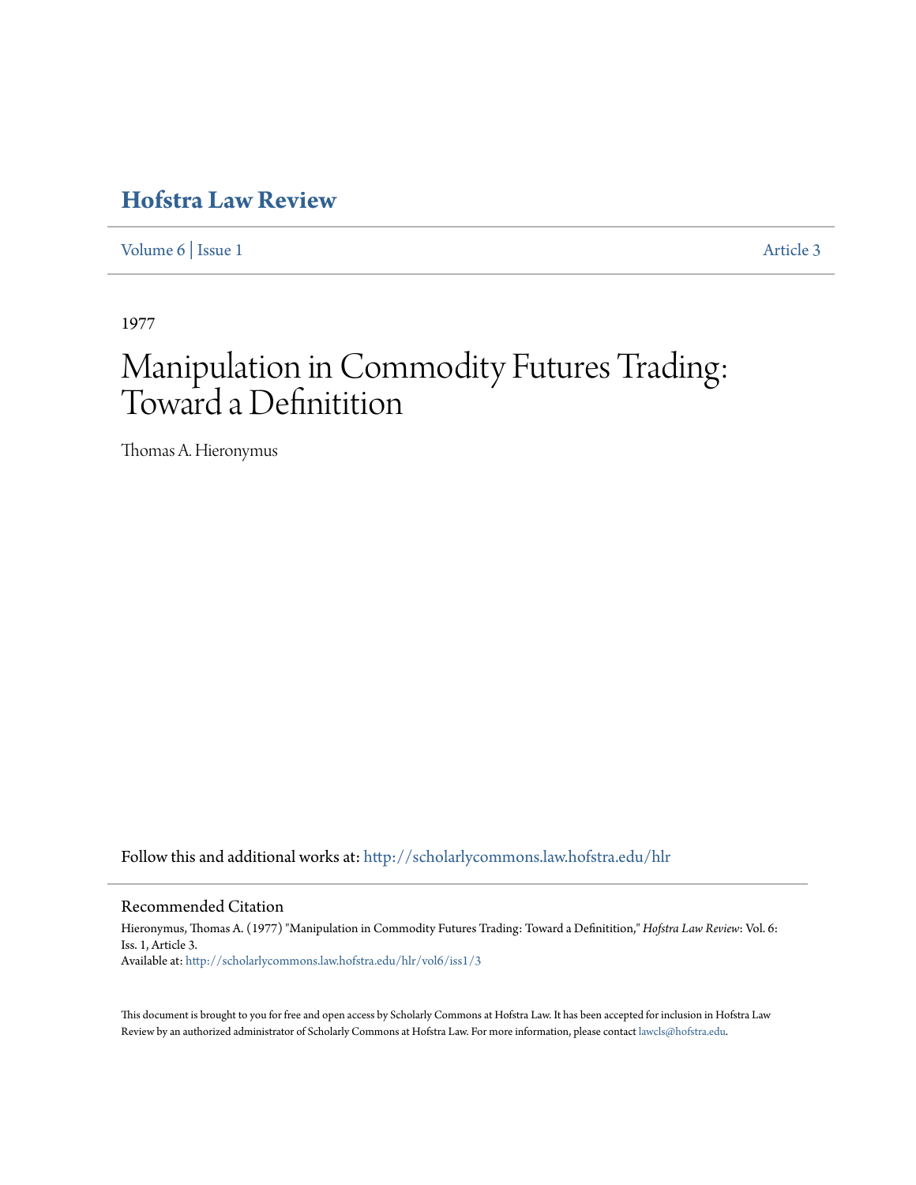# Hofstra Law Review

Volume 6 | Issue 1 Article 3

1977

# Manipulation in Commodity Futures Trading: Toward a Definitition

Thomas A. Hieronymus

Follow this and additional works at: http://scholarlycommons.law.hofstra.edu/hlr

## Recommended Citation

Hieronymus, Thomas A. (1977) "Manipulation in Commodity Futures Trading: Toward a Definitition," *Hofstra Law Review*: Vol. 6: Iss. 1, Article 3.
Available at: http://scholarlycommons.law.hofstra.edu/hlr/vol6/iss1/3

This document is brought to you for free and open access by Scholarly Commons at Hofstra Law. It has been accepted for inclusion in Hofstra Law Review by an authorized administrator of Scholarly Commons at Hofstra Law. For more information, please contact lawcls@hofstra.edu.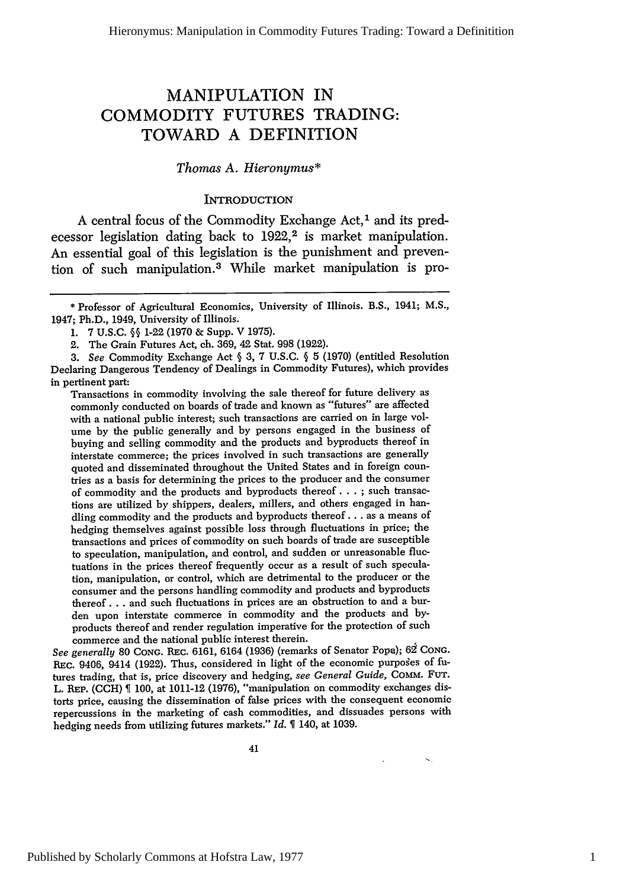# MANIPULATION IN COMMODITY FUTURES TRADING: TOWARD A DEFINITION

*Thomas A. Hieronymus**

## INTRODUCTION

A central focus of the Commodity Exchange Act,[1] and its predecessor legislation dating back to 1922,[2] is market manipulation. An essential goal of this legislation is the punishment and prevention of such manipulation.[3] While market manipulation is pro-

---

\* Professor of Agricultural Economics, University of Illinois. B.S., 1941; M.S., 1947; Ph.D., 1949, University of Illinois.

1. 7 U.S.C. §§ 1-22 (1970 & Supp. V 1975).

2. The Grain Futures Act, ch. 369, 42 Stat. 998 (1922).

3. *See* Commodity Exchange Act § 3, 7 U.S.C. § 5 (1970) (entitled Resolution Declaring Dangerous Tendency of Dealings in Commodity Futures), which provides in pertinent part:

> Transactions in commodity involving the sale thereof for future delivery as commonly conducted on boards of trade and known as "futures" are affected with a national public interest; such transactions are carried on in large volume by the public generally and by persons engaged in the business of buying and selling commodity and the products and byproducts thereof in interstate commerce; the prices involved in such transactions are generally quoted and disseminated throughout the United States and in foreign countries as a basis for determining the prices to the producer and the consumer of commodity and the products and byproducts thereof . . . ; such transactions are utilized by shippers, dealers, millers, and others engaged in handling commodity and the products and byproducts thereof . . . as a means of hedging themselves against possible loss through fluctuations in price; the transactions and prices of commodity on such boards of trade are susceptible to speculation, manipulation, and control, and sudden or unreasonable fluctuations in the prices thereof frequently occur as a result of such speculation, manipulation, or control, which are detrimental to the producer or the consumer and the persons handling commodity and products and byproducts thereof . . . and such fluctuations in prices are an obstruction to and a burden upon interstate commerce in commodity and the products and byproducts thereof and render regulation imperative for the protection of such commerce and the national public interest therein.

*See generally* 80 CONG. REC. 6161, 6164 (1936) (remarks of Senator Pope); 62 CONG. REC. 9406, 9414 (1922). Thus, considered in light of the economic purposes of futures trading, that is, price discovery and hedging, *see General Guide*, COMM. FUT. L. REP. (CCH) ¶ 100, at 1011-12 (1976), "manipulation on commodity exchanges distorts price, causing the dissemination of false prices with the consequent economic repercussions in the marketing of cash commodities, and dissuades persons with hedging needs from utilizing futures markets." *Id.* ¶ 140, at 1039.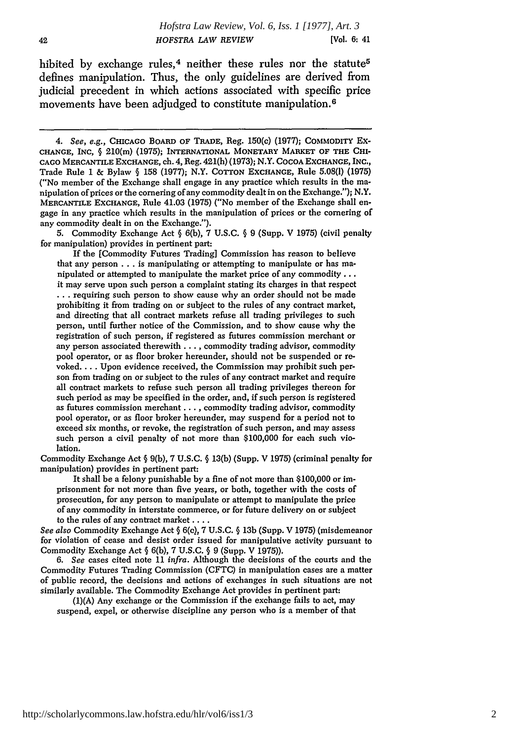hibited by exchange rules,[4] neither these rules nor the statute[5] defines manipulation. Thus, the only guidelines are derived from judicial precedent in which actions associated with specific price movements have been adjudged to constitute manipulation.[6]

---

4. *See, e.g.*, CHICAGO BOARD OF TRADE, Reg. 150(c) (1977); COMMODITY EXCHANGE, INC, § 210(m) (1975); INTERNATIONAL MONETARY MARKET OF THE CHICAGO MERCANTILE EXCHANGE, ch. 4, Reg. 421(h) (1973); N.Y. COCOA EXCHANGE, INC., Trade Rule 1 & Bylaw § 158 (1977); N.Y. COTTON EXCHANGE, Rule 5.08(l) (1975) ("No member of the Exchange shall engage in any practice which results in the manipulation of prices or the cornering of any commodity dealt in on the Exchange."); N.Y. MERCANTILE EXCHANGE, Rule 41.03 (1975) ("No member of the Exchange shall engage in any practice which results in the manipulation of prices or the cornering of any commodity dealt in on the Exchange.").

5. Commodity Exchange Act § 6(b), 7 U.S.C. § 9 (Supp. V 1975) (civil penalty for manipulation) provides in pertinent part:

> If the [Commodity Futures Trading] Commission has reason to believe that any person . . . is manipulating or attempting to manipulate or has manipulated or attempted to manipulate the market price of any commodity . . . it may serve upon such person a complaint stating its charges in that respect . . . requiring such person to show cause why an order should not be made prohibiting it from trading on or subject to the rules of any contract market, and directing that all contract markets refuse all trading privileges to such person, until further notice of the Commission, and to show cause why the registration of such person, if registered as futures commission merchant or any person associated therewith . . . , commodity trading advisor, commodity pool operator, or as floor broker hereunder, should not be suspended or revoked. . . . Upon evidence received, the Commission may prohibit such person from trading on or subject to the rules of any contract market and require all contract markets to refuse such person all trading privileges thereon for such period as may be specified in the order, and, if such person is registered as futures commission merchant . . . , commodity trading advisor, commodity pool operator, or as floor broker hereunder, may suspend for a period not to exceed six months, or revoke, the registration of such person, and may assess such person a civil penalty of not more than $100,000 for each such violation.

Commodity Exchange Act § 9(b), 7 U.S.C. § 13(b) (Supp. V 1975) (criminal penalty for manipulation) provides in pertinent part:

> It shall be a felony punishable by a fine of not more than $100,000 or imprisonment for not more than five years, or both, together with the costs of prosecution, for any person to manipulate or attempt to manipulate the price of any commodity in interstate commerce, or for future delivery on or subject to the rules of any contract market . . . .

*See also* Commodity Exchange Act § 6(c), 7 U.S.C. § 13b (Supp. V 1975) (misdemeanor for violation of cease and desist order issued for manipulative activity pursuant to Commodity Exchange Act § 6(b), 7 U.S.C. § 9 (Supp. V 1975)).

6. *See* cases cited note 11 *infra*. Although the decisions of the courts and the Commodity Futures Trading Commission (CFTC) in manipulation cases are a matter of public record, the decisions and actions of exchanges in such situations are not similarly available. The Commodity Exchange Act provides in pertinent part:

> (1)(A) Any exchange or the Commission if the exchange fails to act, may suspend, expel, or otherwise discipline any person who is a member of that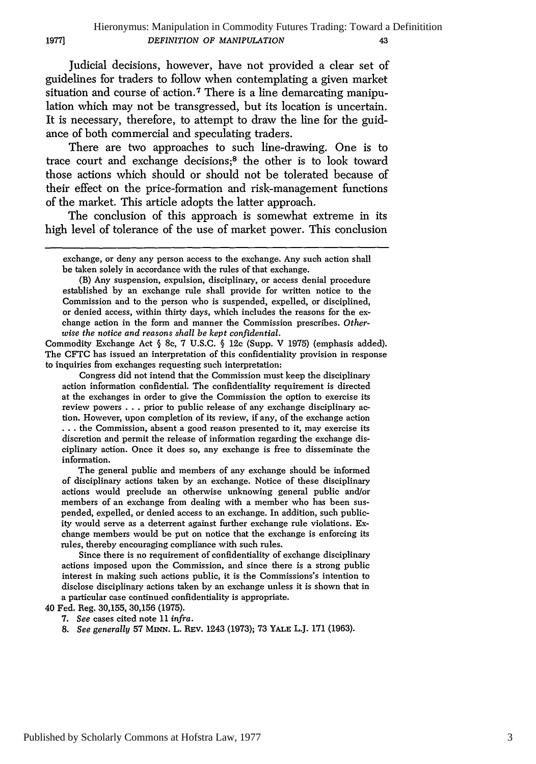Judicial decisions, however, have not provided a clear set of guidelines for traders to follow when contemplating a given market situation and course of action.[7] There is a line demarcating manipulation which may not be transgressed, but its location is uncertain. It is necessary, therefore, to attempt to draw the line for the guidance of both commercial and speculating traders.

There are two approaches to such line-drawing. One is to trace court and exchange decisions;[8] the other is to look toward those actions which should or should not be tolerated because of their effect on the price-formation and risk-management functions of the market. This article adopts the latter approach.

The conclusion of this approach is somewhat extreme in its high level of tolerance of the use of market power. This conclusion

---

exchange, or deny any person access to the exchange. Any such action shall be taken solely in accordance with the rules of that exchange.

(B) Any suspension, expulsion, disciplinary, or access denial procedure established by an exchange rule shall provide for written notice to the Commission and to the person who is suspended, expelled, or disciplined, or denied access, within thirty days, which includes the reasons for the exchange action in the form and manner the Commission prescribes. *Otherwise the notice and reasons shall be kept confidential.*

Commodity Exchange Act § 8c, 7 U.S.C. § 12c (Supp. V 1975) (emphasis added). The CFTC has issued an interpretation of this confidentiality provision in response to inquiries from exchanges requesting such interpretation:

> Congress did not intend that the Commission must keep the disciplinary action information confidential. The confidentiality requirement is directed at the exchanges in order to give the Commission the option to exercise its review powers . . . prior to public release of any exchange disciplinary action. However, upon completion of its review, if any, of the exchange action . . . the Commission, absent a good reason presented to it, may exercise its discretion and permit the release of information regarding the exchange disciplinary action. Once it does so, any exchange is free to disseminate the information.
>
> The general public and members of any exchange should be informed of disciplinary actions taken by an exchange. Notice of these disciplinary actions would preclude an otherwise unknowing general public and/or members of an exchange from dealing with a member who has been suspended, expelled, or denied access to an exchange. In addition, such publicity would serve as a deterrent against further exchange rule violations. Exchange members would be put on notice that the exchange is enforcing its rules, thereby encouraging compliance with such rules.
>
> Since there is no requirement of confidentiality of exchange disciplinary actions imposed upon the Commission, and since there is a strong public interest in making such actions public, it is the Commissions's intention to disclose disciplinary actions taken by an exchange unless it is shown that in a particular case continued confidentiality is appropriate.

40 Fed. Reg. 30,155, 30,156 (1975).

7. *See* cases cited note 11 *infra*.

8. *See generally* 57 MINN. L. REV. 1243 (1973); 73 YALE L.J. 171 (1963).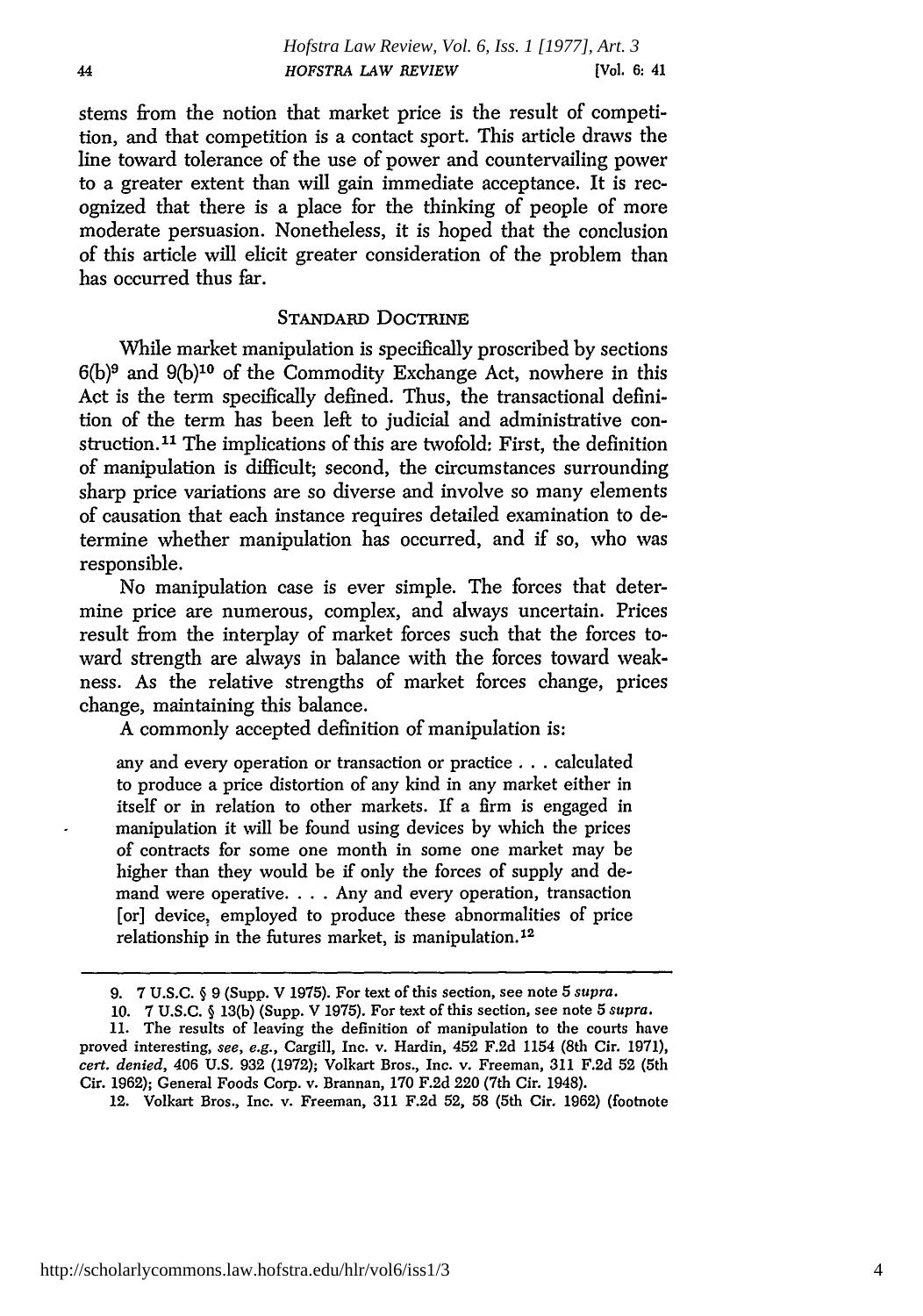stems from the notion that market price is the result of competition, and that competition is a contact sport. This article draws the line toward tolerance of the use of power and countervailing power to a greater extent than will gain immediate acceptance. It is recognized that there is a place for the thinking of people of more moderate persuasion. Nonetheless, it is hoped that the conclusion of this article will elicit greater consideration of the problem than has occurred thus far.

## STANDARD DOCTRINE

While market manipulation is specifically proscribed by sections 6(b)[9] and 9(b)[10] of the Commodity Exchange Act, nowhere in this Act is the term specifically defined. Thus, the transactional definition of the term has been left to judicial and administrative construction.[11] The implications of this are twofold: First, the definition of manipulation is difficult; second, the circumstances surrounding sharp price variations are so diverse and involve so many elements of causation that each instance requires detailed examination to determine whether manipulation has occurred, and if so, who was responsible.

No manipulation case is ever simple. The forces that determine price are numerous, complex, and always uncertain. Prices result from the interplay of market forces such that the forces toward strength are always in balance with the forces toward weakness. As the relative strengths of market forces change, prices change, maintaining this balance.

A commonly accepted definition of manipulation is:

> any and every operation or transaction or practice . . . calculated to produce a price distortion of any kind in any market either in itself or in relation to other markets. If a firm is engaged in manipulation it will be found using devices by which the prices of contracts for some one month in some one market may be higher than they would be if only the forces of supply and demand were operative. . . . Any and every operation, transaction [or] device, employed to produce these abnormalities of price relationship in the futures market, is manipulation.[12]

---

9. 7 U.S.C. § 9 (Supp. V 1975). For text of this section, see note 5 *supra*.

10. 7 U.S.C. § 13(b) (Supp. V 1975). For text of this section, see note 5 *supra*.

11. The results of leaving the definition of manipulation to the courts have proved interesting, *see, e.g.*, Cargill, Inc. v. Hardin, 452 F.2d 1154 (8th Cir. 1971), *cert. denied*, 406 U.S. 932 (1972); Volkart Bros., Inc. v. Freeman, 311 F.2d 52 (5th Cir. 1962); General Foods Corp. v. Brannan, 170 F.2d 220 (7th Cir. 1948).

12. Volkart Bros., Inc. v. Freeman, 311 F.2d 52, 58 (5th Cir. 1962) (footnote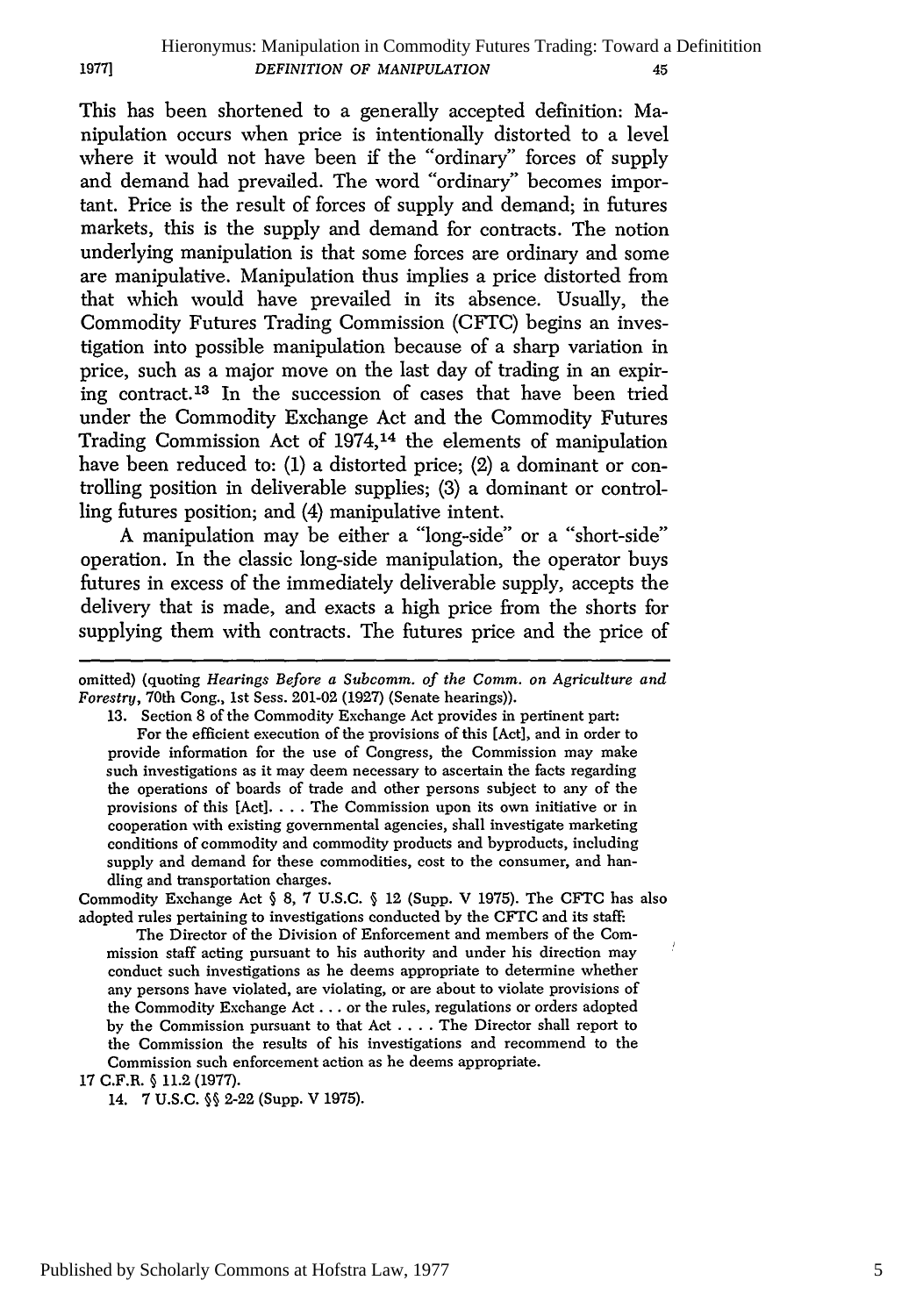This has been shortened to a generally accepted definition: Manipulation occurs when price is intentionally distorted to a level where it would not have been if the "ordinary" forces of supply and demand had prevailed. The word "ordinary" becomes important. Price is the result of forces of supply and demand; in futures markets, this is the supply and demand for contracts. The notion underlying manipulation is that some forces are ordinary and some are manipulative. Manipulation thus implies a price distorted from that which would have prevailed in its absence. Usually, the Commodity Futures Trading Commission (CFTC) begins an investigation into possible manipulation because of a sharp variation in price, such as a major move on the last day of trading in an expiring contract.[13] In the succession of cases that have been tried under the Commodity Exchange Act and the Commodity Futures Trading Commission Act of 1974,[14] the elements of manipulation have been reduced to: (1) a distorted price; (2) a dominant or controlling position in deliverable supplies; (3) a dominant or controlling futures position; and (4) manipulative intent.

A manipulation may be either a "long-side" or a "short-side" operation. In the classic long-side manipulation, the operator buys futures in excess of the immediately deliverable supply, accepts the delivery that is made, and exacts a high price from the shorts for supplying them with contracts. The futures price and the price of

---

omitted) (quoting *Hearings Before a Subcomm. of the Comm. on Agriculture and Forestry*, 70th Cong., 1st Sess. 201-02 (1927) (Senate hearings)).

13. Section 8 of the Commodity Exchange Act provides in pertinent part:

> For the efficient execution of the provisions of this [Act], and in order to provide information for the use of Congress, the Commission may make such investigations as it may deem necessary to ascertain the facts regarding the operations of boards of trade and other persons subject to any of the provisions of this [Act]. . . . The Commission upon its own initiative or in cooperation with existing governmental agencies, shall investigate marketing conditions of commodity and commodity products and byproducts, including supply and demand for these commodities, cost to the consumer, and handling and transportation charges.

Commodity Exchange Act § 8, 7 U.S.C. § 12 (Supp. V 1975). The CFTC has also adopted rules pertaining to investigations conducted by the CFTC and its staff:

> The Director of the Division of Enforcement and members of the Commission staff acting pursuant to his authority and under his direction may conduct such investigations as he deems appropriate to determine whether any persons have violated, are violating, or are about to violate provisions of the Commodity Exchange Act . . . or the rules, regulations or orders adopted by the Commission pursuant to that Act . . . . The Director shall report to the Commission the results of his investigations and recommend to the Commission such enforcement action as he deems appropriate.

17 C.F.R. § 11.2 (1977).

14. 7 U.S.C. §§ 2-22 (Supp. V 1975).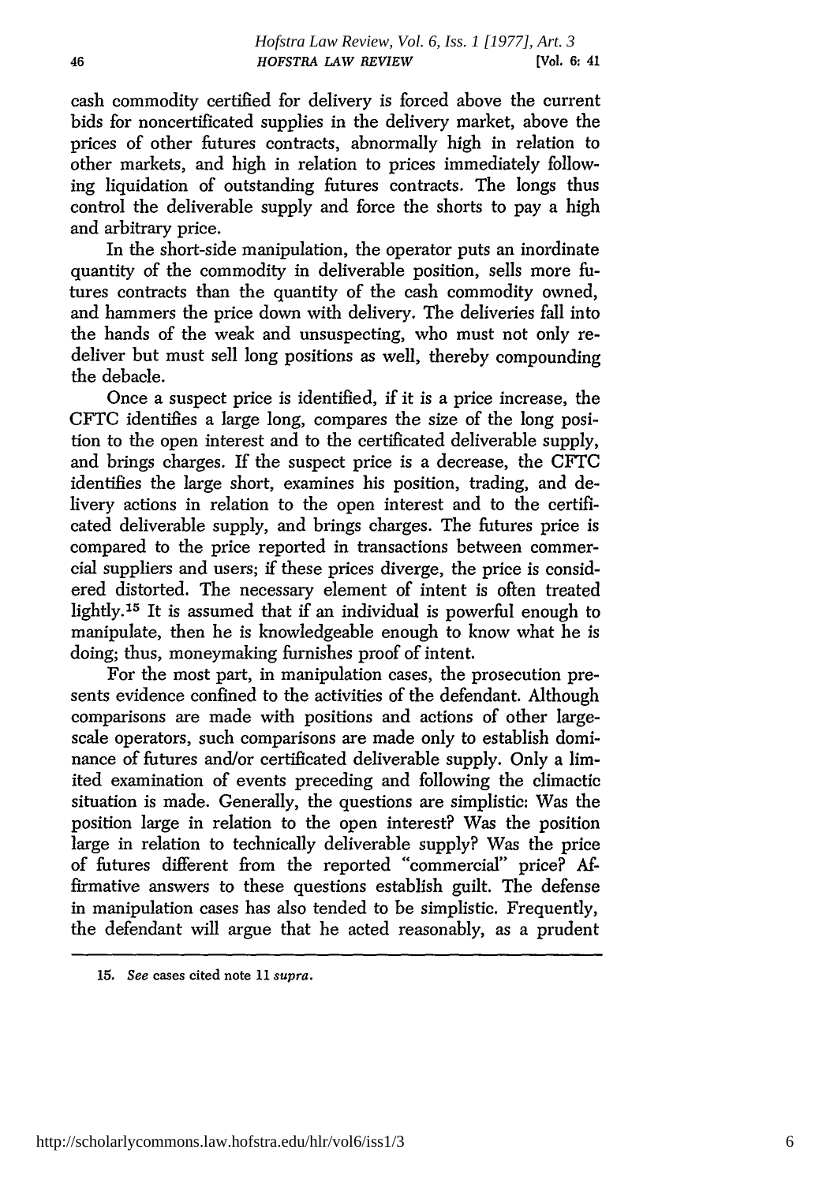cash commodity certified for delivery is forced above the current bids for noncertificated supplies in the delivery market, above the prices of other futures contracts, abnormally high in relation to other markets, and high in relation to prices immediately following liquidation of outstanding futures contracts. The longs thus control the deliverable supply and force the shorts to pay a high and arbitrary price.

In the short-side manipulation, the operator puts an inordinate quantity of the commodity in deliverable position, sells more futures contracts than the quantity of the cash commodity owned, and hammers the price down with delivery. The deliveries fall into the hands of the weak and unsuspecting, who must not only redeliver but must sell long positions as well, thereby compounding the debacle.

Once a suspect price is identified, if it is a price increase, the CFTC identifies a large long, compares the size of the long position to the open interest and to the certificated deliverable supply, and brings charges. If the suspect price is a decrease, the CFTC identifies the large short, examines his position, trading, and delivery actions in relation to the open interest and to the certificated deliverable supply, and brings charges. The futures price is compared to the price reported in transactions between commercial suppliers and users; if these prices diverge, the price is considered distorted. The necessary element of intent is often treated lightly.[15] It is assumed that if an individual is powerful enough to manipulate, then he is knowledgeable enough to know what he is doing; thus, moneymaking furnishes proof of intent.

For the most part, in manipulation cases, the prosecution presents evidence confined to the activities of the defendant. Although comparisons are made with positions and actions of other large-scale operators, such comparisons are made only to establish dominance of futures and/or certificated deliverable supply. Only a limited examination of events preceding and following the climactic situation is made. Generally, the questions are simplistic: Was the position large in relation to the open interest? Was the position large in relation to technically deliverable supply? Was the price of futures different from the reported "commercial" price? Affirmative answers to these questions establish guilt. The defense in manipulation cases has also tended to be simplistic. Frequently, the defendant will argue that he acted reasonably, as a prudent

---

15. *See* cases cited note 11 *supra*.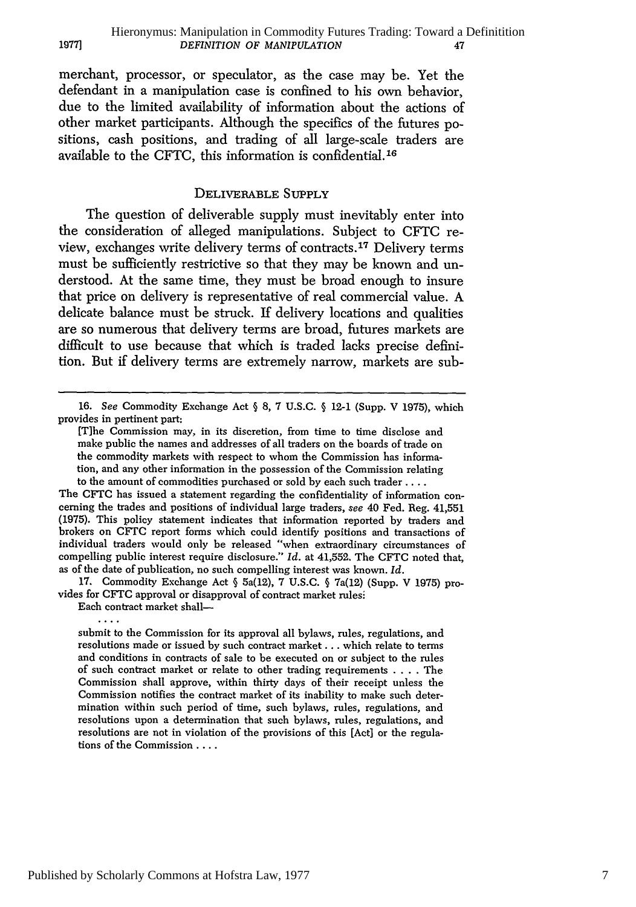merchant, processor, or speculator, as the case may be. Yet the defendant in a manipulation case is confined to his own behavior, due to the limited availability of information about the actions of other market participants. Although the specifics of the futures positions, cash positions, and trading of all large-scale traders are available to the CFTC, this information is confidential.[16]

## DELIVERABLE SUPPLY

The question of deliverable supply must inevitably enter into the consideration of alleged manipulations. Subject to CFTC review, exchanges write delivery terms of contracts.[17] Delivery terms must be sufficiently restrictive so that they may be known and understood. At the same time, they must be broad enough to insure that price on delivery is representative of real commercial value. A delicate balance must be struck. If delivery locations and qualities are so numerous that delivery terms are broad, futures markets are difficult to use because that which is traded lacks precise definition. But if delivery terms are extremely narrow, markets are sub-

---

16. *See* Commodity Exchange Act § 8, 7 U.S.C. § 12-1 (Supp. V 1975), which provides in pertinent part:

> [T]he Commission may, in its discretion, from time to time disclose and make public the names and addresses of all traders on the boards of trade on the commodity markets with respect to whom the Commission has information, and any other information in the possession of the Commission relating to the amount of commodities purchased or sold by each such trader . . . .

The CFTC has issued a statement regarding the confidentiality of information concerning the trades and positions of individual large traders, *see* 40 Fed. Reg. 41,551 (1975). This policy statement indicates that information reported by traders and brokers on CFTC report forms which could identify positions and transactions of individual traders would only be released "when extraordinary circumstances of compelling public interest require disclosure." *Id.* at 41,552. The CFTC noted that, as of the date of publication, no such compelling interest was known. *Id.*

17. Commodity Exchange Act § 5a(12), 7 U.S.C. § 7a(12) (Supp. V 1975) provides for CFTC approval or disapproval of contract market rules:

> Each contract market shall—
>
> . . . .
>
> submit to the Commission for its approval all bylaws, rules, regulations, and resolutions made or issued by such contract market . . . which relate to terms and conditions in contracts of sale to be executed on or subject to the rules of such contract market or relate to other trading requirements . . . . The Commission shall approve, within thirty days of their receipt unless the Commission notifies the contract market of its inability to make such determination within such period of time, such bylaws, rules, regulations, and resolutions upon a determination that such bylaws, rules, regulations, and resolutions are not in violation of the provisions of this [Act] or the regulations of the Commission . . . .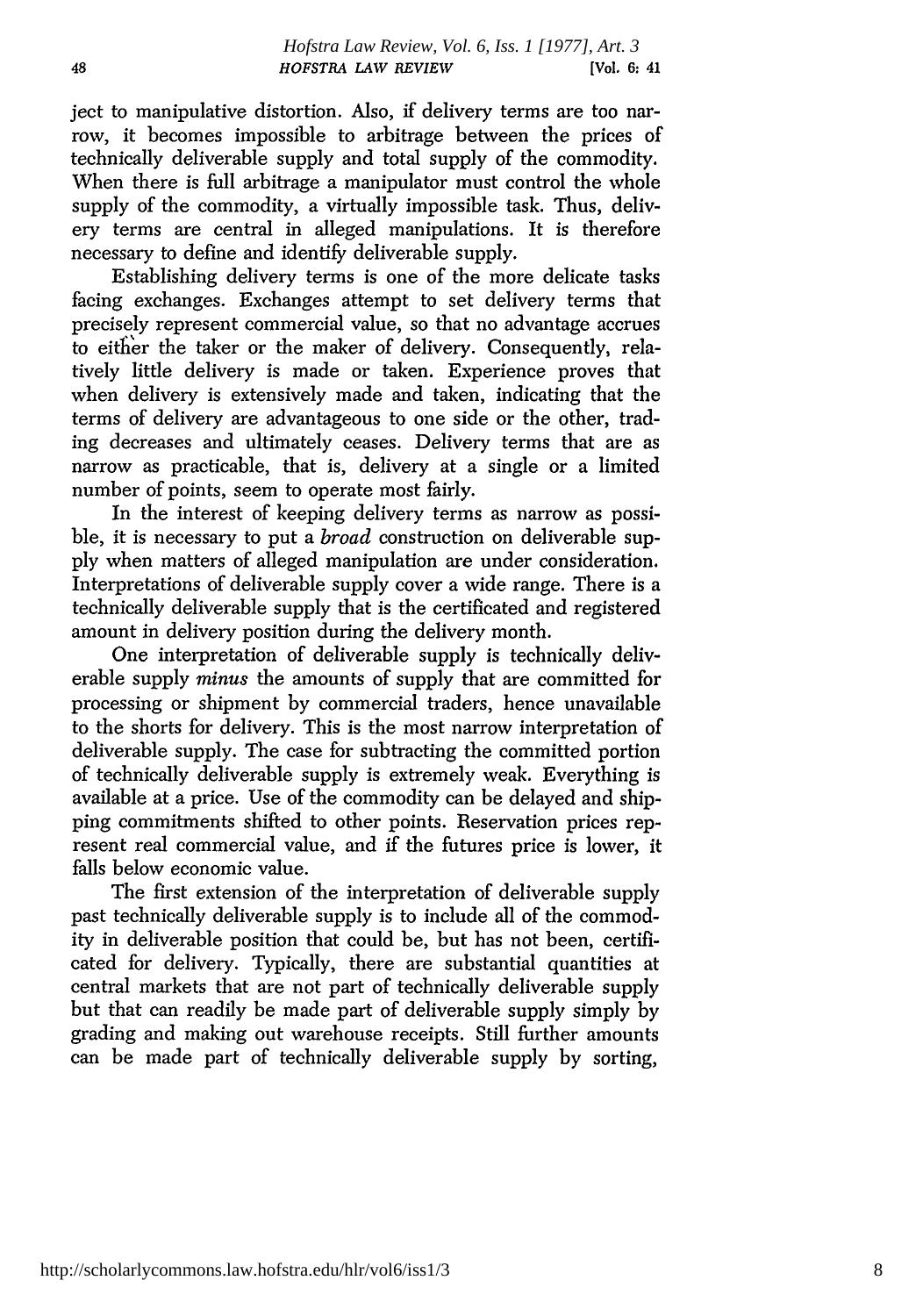ject to manipulative distortion. Also, if delivery terms are too narrow, it becomes impossible to arbitrage between the prices of technically deliverable supply and total supply of the commodity. When there is full arbitrage a manipulator must control the whole supply of the commodity, a virtually impossible task. Thus, delivery terms are central in alleged manipulations. It is therefore necessary to define and identify deliverable supply.

Establishing delivery terms is one of the more delicate tasks facing exchanges. Exchanges attempt to set delivery terms that precisely represent commercial value, so that no advantage accrues to either the taker or the maker of delivery. Consequently, relatively little delivery is made or taken. Experience proves that when delivery is extensively made and taken, indicating that the terms of delivery are advantageous to one side or the other, trading decreases and ultimately ceases. Delivery terms that are as narrow as practicable, that is, delivery at a single or a limited number of points, seem to operate most fairly.

In the interest of keeping delivery terms as narrow as possible, it is necessary to put a *broad* construction on deliverable supply when matters of alleged manipulation are under consideration. Interpretations of deliverable supply cover a wide range. There is a technically deliverable supply that is the certificated and registered amount in delivery position during the delivery month.

One interpretation of deliverable supply is technically deliverable supply *minus* the amounts of supply that are committed for processing or shipment by commercial traders, hence unavailable to the shorts for delivery. This is the most narrow interpretation of deliverable supply. The case for subtracting the committed portion of technically deliverable supply is extremely weak. Everything is available at a price. Use of the commodity can be delayed and shipping commitments shifted to other points. Reservation prices represent real commercial value, and if the futures price is lower, it falls below economic value.

The first extension of the interpretation of deliverable supply past technically deliverable supply is to include all of the commodity in deliverable position that could be, but has not been, certificated for delivery. Typically, there are substantial quantities at central markets that are not part of technically deliverable supply but that can readily be made part of deliverable supply simply by grading and making out warehouse receipts. Still further amounts can be made part of technically deliverable supply by sorting,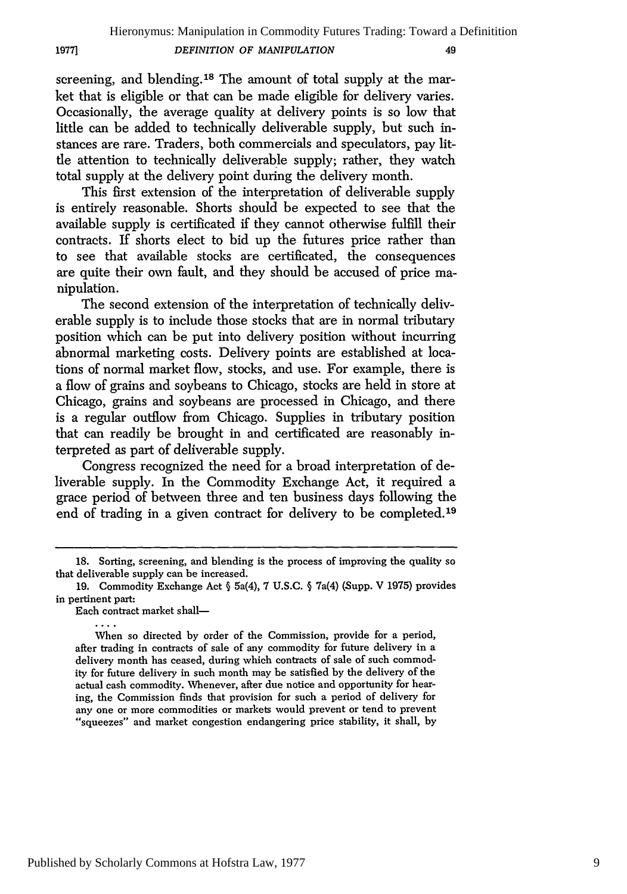screening, and blending.[18] The amount of total supply at the market that is eligible or that can be made eligible for delivery varies. Occasionally, the average quality at delivery points is so low that little can be added to technically deliverable supply, but such instances are rare. Traders, both commercials and speculators, pay little attention to technically deliverable supply; rather, they watch total supply at the delivery point during the delivery month.

This first extension of the interpretation of deliverable supply is entirely reasonable. Shorts should be expected to see that the available supply is certificated if they cannot otherwise fulfill their contracts. If shorts elect to bid up the futures price rather than to see that available stocks are certificated, the consequences are quite their own fault, and they should be accused of price manipulation.

The second extension of the interpretation of technically deliverable supply is to include those stocks that are in normal tributary position which can be put into delivery position without incurring abnormal marketing costs. Delivery points are established at locations of normal market flow, stocks, and use. For example, there is a flow of grains and soybeans to Chicago, stocks are held in store at Chicago, grains and soybeans are processed in Chicago, and there is a regular outflow from Chicago. Supplies in tributary position that can readily be brought in and certificated are reasonably interpreted as part of deliverable supply.

Congress recognized the need for a broad interpretation of deliverable supply. In the Commodity Exchange Act, it required a grace period of between three and ten business days following the end of trading in a given contract for delivery to be completed.[19]

---

18. Sorting, screening, and blending is the process of improving the quality so that deliverable supply can be increased.

19. Commodity Exchange Act § 5a(4), 7 U.S.C. § 7a(4) (Supp. V 1975) provides in pertinent part:

> Each contract market shall—
>
> . . . .
>
> When so directed by order of the Commission, provide for a period, after trading in contracts of sale of any commodity for future delivery in a delivery month has ceased, during which contracts of sale of such commodity for future delivery in such month may be satisfied by the delivery of the actual cash commodity. Whenever, after due notice and opportunity for hearing, the Commission finds that provision for such a period of delivery for any one or more commodities or markets would prevent or tend to prevent "squeezes" and market congestion endangering price stability, it shall, by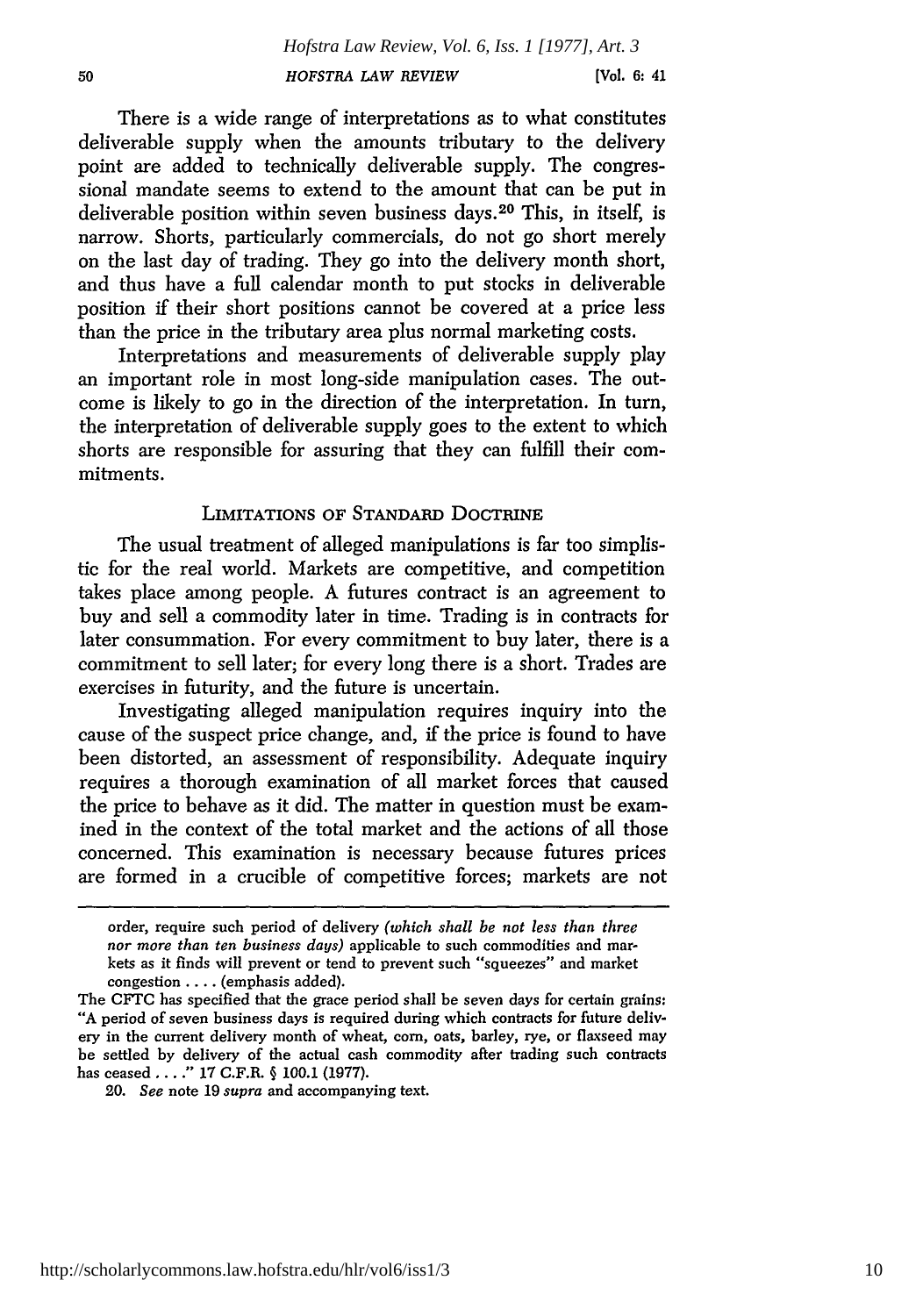There is a wide range of interpretations as to what constitutes deliverable supply when the amounts tributary to the delivery point are added to technically deliverable supply. The congressional mandate seems to extend to the amount that can be put in deliverable position within seven business days.[20] This, in itself, is narrow. Shorts, particularly commercials, do not go short merely on the last day of trading. They go into the delivery month short, and thus have a full calendar month to put stocks in deliverable position if their short positions cannot be covered at a price less than the price in the tributary area plus normal marketing costs.

Interpretations and measurements of deliverable supply play an important role in most long-side manipulation cases. The outcome is likely to go in the direction of the interpretation. In turn, the interpretation of deliverable supply goes to the extent to which shorts are responsible for assuring that they can fulfill their commitments.

## LIMITATIONS OF STANDARD DOCTRINE

The usual treatment of alleged manipulations is far too simplistic for the real world. Markets are competitive, and competition takes place among people. A futures contract is an agreement to buy and sell a commodity later in time. Trading is in contracts for later consummation. For every commitment to buy later, there is a commitment to sell later; for every long there is a short. Trades are exercises in futurity, and the future is uncertain.

Investigating alleged manipulation requires inquiry into the cause of the suspect price change, and, if the price is found to have been distorted, an assessment of responsibility. Adequate inquiry requires a thorough examination of all market forces that caused the price to behave as it did. The matter in question must be examined in the context of the total market and the actions of all those concerned. This examination is necessary because futures prices are formed in a crucible of competitive forces; markets are not

---

order, require such period of delivery *(which shall be not less than three nor more than ten business days)* applicable to such commodities and markets as it finds will prevent or tend to prevent such "squeezes" and market congestion . . . . (emphasis added).

The CFTC has specified that the grace period shall be seven days for certain grains: "A period of seven business days is required during which contracts for future delivery in the current delivery month of wheat, corn, oats, barley, rye, or flaxseed may be settled by delivery of the actual cash commodity after trading such contracts has ceased . . . ." 17 C.F.R. § 100.1 (1977).

20. *See* note 19 *supra* and accompanying text.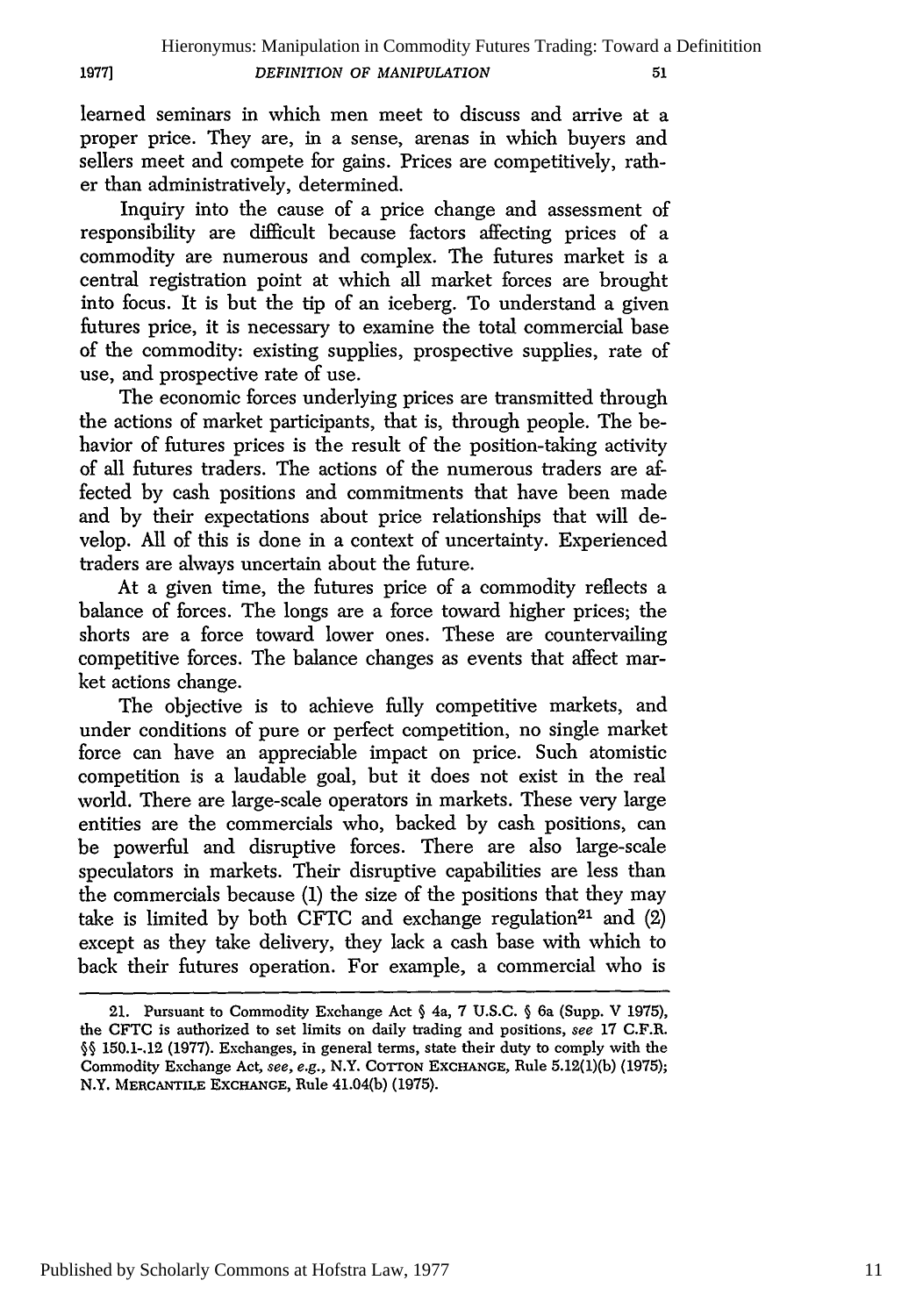learned seminars in which men meet to discuss and arrive at a proper price. They are, in a sense, arenas in which buyers and sellers meet and compete for gains. Prices are competitively, rather than administratively, determined.

Inquiry into the cause of a price change and assessment of responsibility are difficult because factors affecting prices of a commodity are numerous and complex. The futures market is a central registration point at which all market forces are brought into focus. It is but the tip of an iceberg. To understand a given futures price, it is necessary to examine the total commercial base of the commodity: existing supplies, prospective supplies, rate of use, and prospective rate of use.

The economic forces underlying prices are transmitted through the actions of market participants, that is, through people. The behavior of futures prices is the result of the position-taking activity of all futures traders. The actions of the numerous traders are affected by cash positions and commitments that have been made and by their expectations about price relationships that will develop. All of this is done in a context of uncertainty. Experienced traders are always uncertain about the future.

At a given time, the futures price of a commodity reflects a balance of forces. The longs are a force toward higher prices; the shorts are a force toward lower ones. These are countervailing competitive forces. The balance changes as events that affect market actions change.

The objective is to achieve fully competitive markets, and under conditions of pure or perfect competition, no single market force can have an appreciable impact on price. Such atomistic competition is a laudable goal, but it does not exist in the real world. There are large-scale operators in markets. These very large entities are the commercials who, backed by cash positions, can be powerful and disruptive forces. There are also large-scale speculators in markets. Their disruptive capabilities are less than the commercials because (1) the size of the positions that they may take is limited by both CFTC and exchange regulation[21] and (2) except as they take delivery, they lack a cash base with which to back their futures operation. For example, a commercial who is

---

21. Pursuant to Commodity Exchange Act § 4a, 7 U.S.C. § 6a (Supp. V 1975), the CFTC is authorized to set limits on daily trading and positions, *see* 17 C.F.R. §§ 150.1-.12 (1977). Exchanges, in general terms, state their duty to comply with the Commodity Exchange Act, *see, e.g.,* N.Y. COTTON EXCHANGE, Rule 5.12(1)(b) (1975); N.Y. MERCANTILE EXCHANGE, Rule 41.04(b) (1975).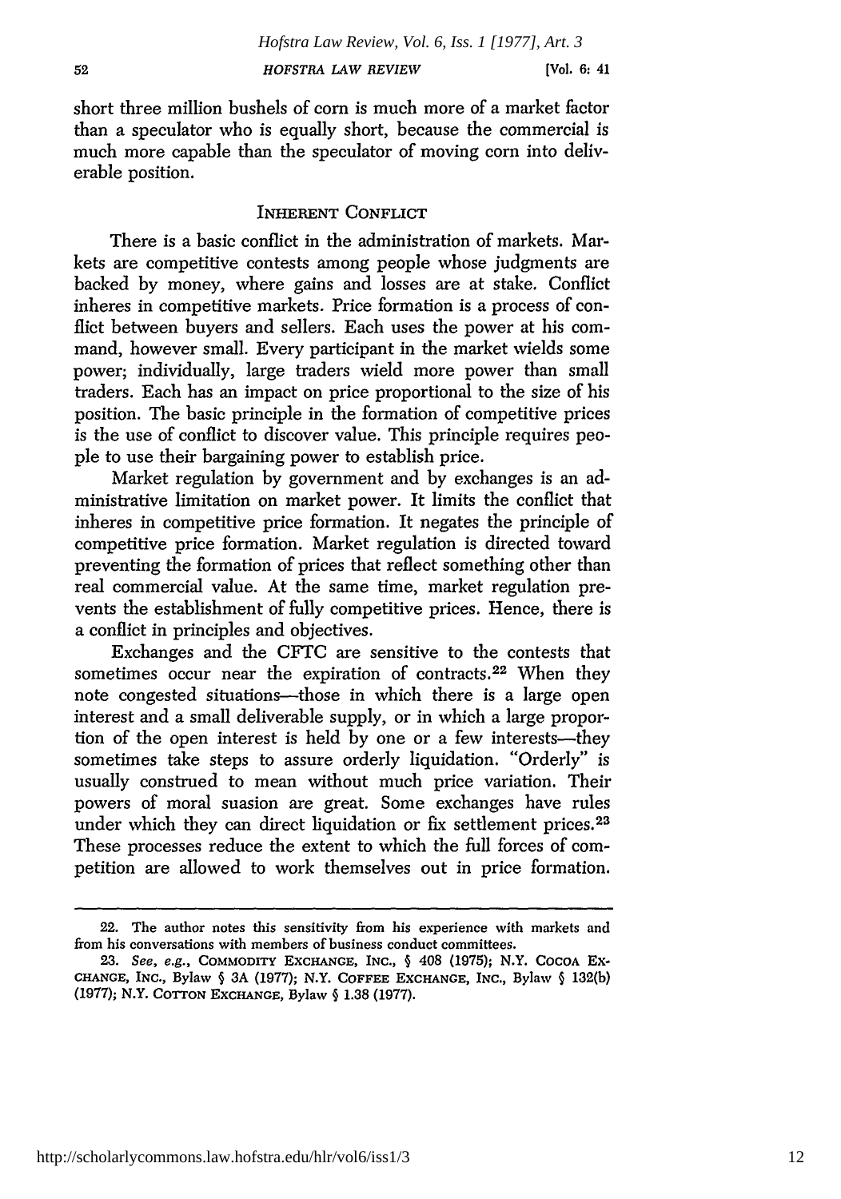short three million bushels of corn is much more of a market factor than a speculator who is equally short, because the commercial is much more capable than the speculator of moving corn into deliverable position.

## INHERENT CONFLICT

There is a basic conflict in the administration of markets. Markets are competitive contests among people whose judgments are backed by money, where gains and losses are at stake. Conflict inheres in competitive markets. Price formation is a process of conflict between buyers and sellers. Each uses the power at his command, however small. Every participant in the market wields some power; individually, large traders wield more power than small traders. Each has an impact on price proportional to the size of his position. The basic principle in the formation of competitive prices is the use of conflict to discover value. This principle requires people to use their bargaining power to establish price.

Market regulation by government and by exchanges is an administrative limitation on market power. It limits the conflict that inheres in competitive price formation. It negates the principle of competitive price formation. Market regulation is directed toward preventing the formation of prices that reflect something other than real commercial value. At the same time, market regulation prevents the establishment of fully competitive prices. Hence, there is a conflict in principles and objectives.

Exchanges and the CFTC are sensitive to the contests that sometimes occur near the expiration of contracts.[22] When they note congested situations—those in which there is a large open interest and a small deliverable supply, or in which a large proportion of the open interest is held by one or a few interests—they sometimes take steps to assure orderly liquidation. "Orderly" is usually construed to mean without much price variation. Their powers of moral suasion are great. Some exchanges have rules under which they can direct liquidation or fix settlement prices.[23] These processes reduce the extent to which the full forces of competition are allowed to work themselves out in price formation.

---

22. The author notes this sensitivity from his experience with markets and from his conversations with members of business conduct committees.

23. *See, e.g.*, COMMODITY EXCHANGE, INC., § 408 (1975); N.Y. COCOA EXCHANGE, INC., Bylaw § 3A (1977); N.Y. COFFEE EXCHANGE, INC., Bylaw § 132(b) (1977); N.Y. COTTON EXCHANGE, Bylaw § 1.38 (1977).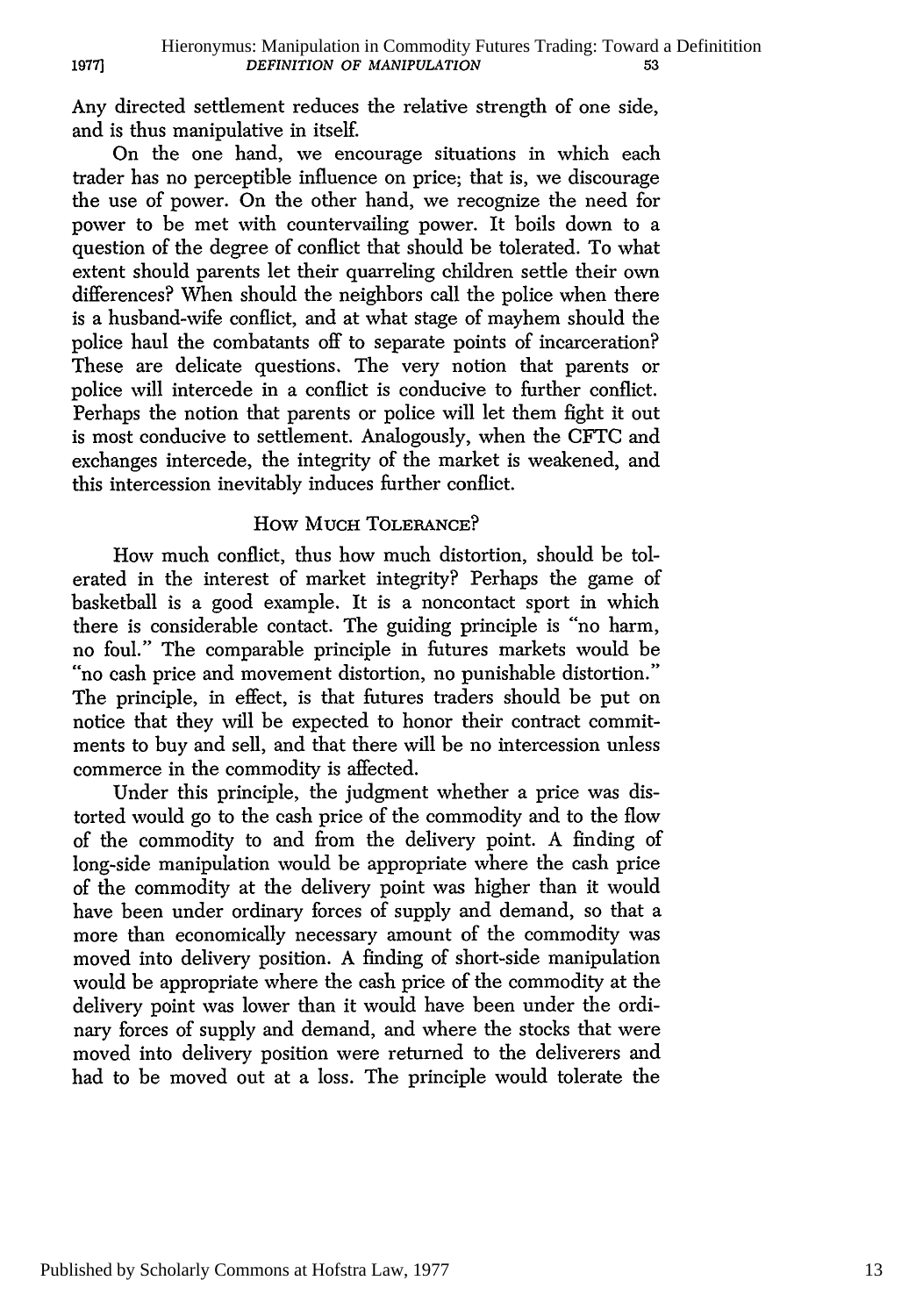Any directed settlement reduces the relative strength of one side, and is thus manipulative in itself.

On the one hand, we encourage situations in which each trader has no perceptible influence on price; that is, we discourage the use of power. On the other hand, we recognize the need for power to be met with countervailing power. It boils down to a question of the degree of conflict that should be tolerated. To what extent should parents let their quarreling children settle their own differences? When should the neighbors call the police when there is a husband-wife conflict, and at what stage of mayhem should the police haul the combatants off to separate points of incarceration? These are delicate questions. The very notion that parents or police will intercede in a conflict is conducive to further conflict. Perhaps the notion that parents or police will let them fight it out is most conducive to settlement. Analogously, when the CFTC and exchanges intercede, the integrity of the market is weakened, and this intercession inevitably induces further conflict.

## How Much Tolerance?

How much conflict, thus how much distortion, should be tolerated in the interest of market integrity? Perhaps the game of basketball is a good example. It is a noncontact sport in which there is considerable contact. The guiding principle is "no harm, no foul." The comparable principle in futures markets would be "no cash price and movement distortion, no punishable distortion." The principle, in effect, is that futures traders should be put on notice that they will be expected to honor their contract commitments to buy and sell, and that there will be no intercession unless commerce in the commodity is affected.

Under this principle, the judgment whether a price was distorted would go to the cash price of the commodity and to the flow of the commodity to and from the delivery point. A finding of long-side manipulation would be appropriate where the cash price of the commodity at the delivery point was higher than it would have been under ordinary forces of supply and demand, so that a more than economically necessary amount of the commodity was moved into delivery position. A finding of short-side manipulation would be appropriate where the cash price of the commodity at the delivery point was lower than it would have been under the ordinary forces of supply and demand, and where the stocks that were moved into delivery position were returned to the deliverers and had to be moved out at a loss. The principle would tolerate the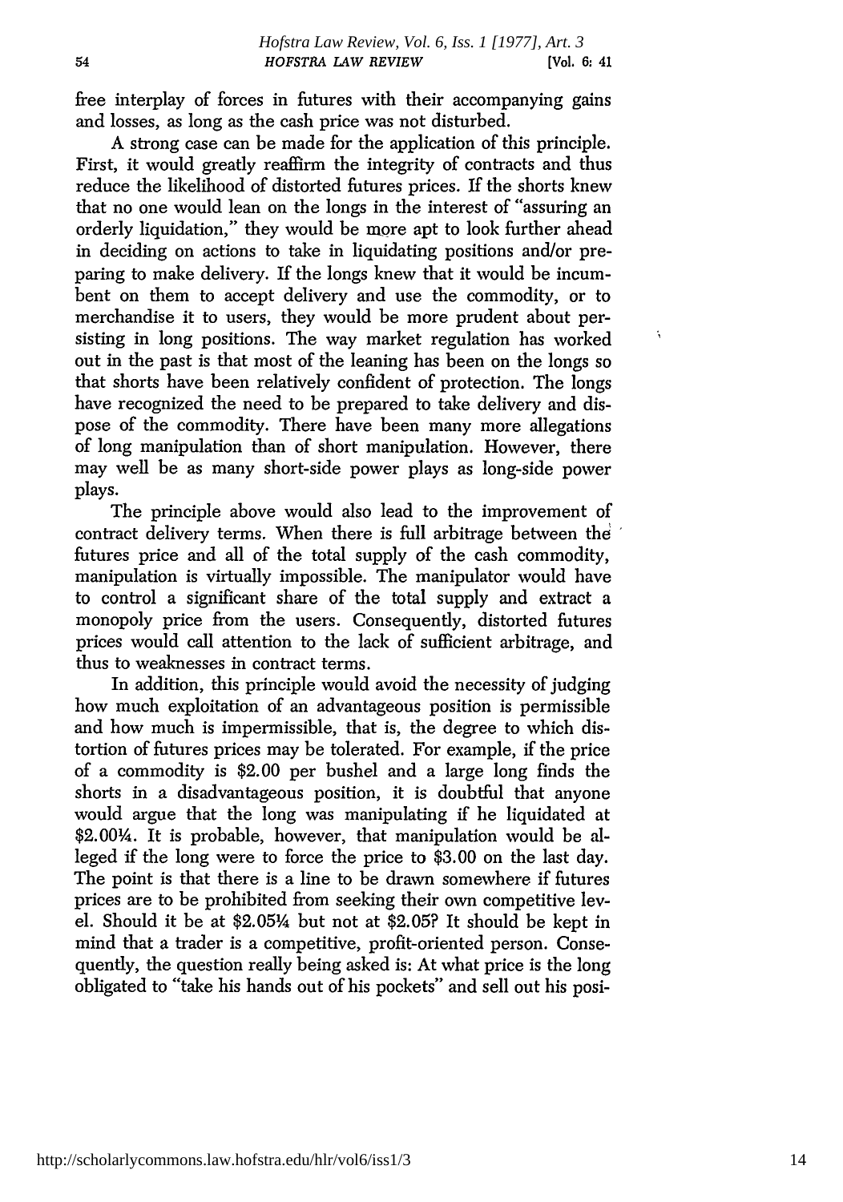free interplay of forces in futures with their accompanying gains and losses, as long as the cash price was not disturbed.

A strong case can be made for the application of this principle. First, it would greatly reaffirm the integrity of contracts and thus reduce the likelihood of distorted futures prices. If the shorts knew that no one would lean on the longs in the interest of "assuring an orderly liquidation," they would be more apt to look further ahead in deciding on actions to take in liquidating positions and/or preparing to make delivery. If the longs knew that it would be incumbent on them to accept delivery and use the commodity, or to merchandise it to users, they would be more prudent about persisting in long positions. The way market regulation has worked out in the past is that most of the leaning has been on the longs so that shorts have been relatively confident of protection. The longs have recognized the need to be prepared to take delivery and dispose of the commodity. There have been many more allegations of long manipulation than of short manipulation. However, there may well be as many short-side power plays as long-side power plays.

The principle above would also lead to the improvement of contract delivery terms. When there is full arbitrage between the futures price and all of the total supply of the cash commodity, manipulation is virtually impossible. The manipulator would have to control a significant share of the total supply and extract a monopoly price from the users. Consequently, distorted futures prices would call attention to the lack of sufficient arbitrage, and thus to weaknesses in contract terms.

In addition, this principle would avoid the necessity of judging how much exploitation of an advantageous position is permissible and how much is impermissible, that is, the degree to which distortion of futures prices may be tolerated. For example, if the price of a commodity is \$2.00 per bushel and a large long finds the shorts in a disadvantageous position, it is doubtful that anyone would argue that the long was manipulating if he liquidated at \$2.00¼. It is probable, however, that manipulation would be alleged if the long were to force the price to \$3.00 on the last day. The point is that there is a line to be drawn somewhere if futures prices are to be prohibited from seeking their own competitive level. Should it be at \$2.05¼ but not at \$2.05? It should be kept in mind that a trader is a competitive, profit-oriented person. Consequently, the question really being asked is: At what price is the long obligated to "take his hands out of his pockets" and sell out his posi-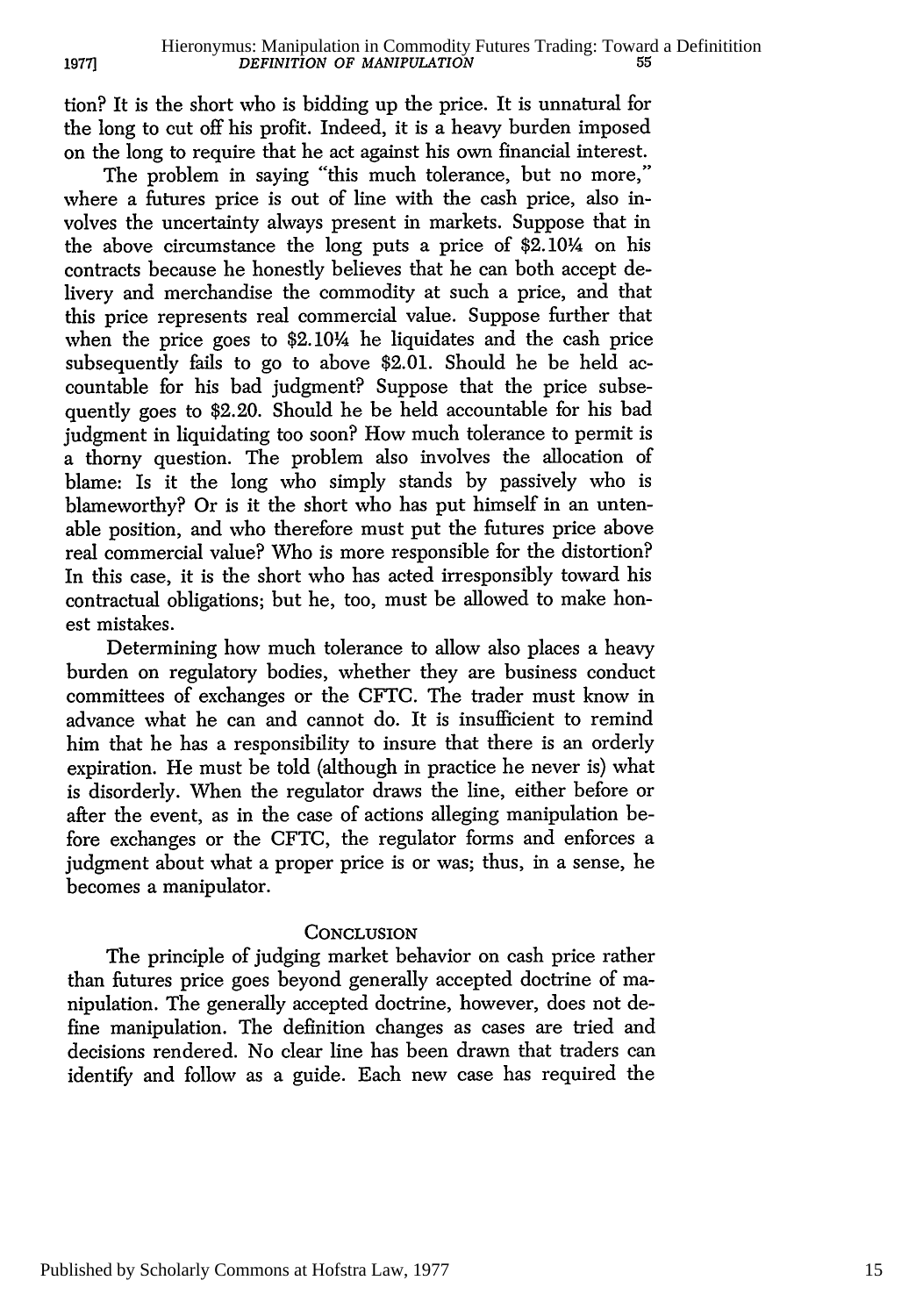tion? It is the short who is bidding up the price. It is unnatural for the long to cut off his profit. Indeed, it is a heavy burden imposed on the long to require that he act against his own financial interest.

The problem in saying "this much tolerance, but no more," where a futures price is out of line with the cash price, also involves the uncertainty always present in markets. Suppose that in the above circumstance the long puts a price of $2.10¼ on his contracts because he honestly believes that he can both accept delivery and merchandise the commodity at such a price, and that this price represents real commercial value. Suppose further that when the price goes to $2.10¼ he liquidates and the cash price subsequently fails to go to above $2.01. Should he be held accountable for his bad judgment? Suppose that the price subsequently goes to $2.20. Should he be held accountable for his bad judgment in liquidating too soon? How much tolerance to permit is a thorny question. The problem also involves the allocation of blame: Is it the long who simply stands by passively who is blameworthy? Or is it the short who has put himself in an untenable position, and who therefore must put the futures price above real commercial value? Who is more responsible for the distortion? In this case, it is the short who has acted irresponsibly toward his contractual obligations; but he, too, must be allowed to make honest mistakes.

Determining how much tolerance to allow also places a heavy burden on regulatory bodies, whether they are business conduct committees of exchanges or the CFTC. The trader must know in advance what he can and cannot do. It is insufficient to remind him that he has a responsibility to insure that there is an orderly expiration. He must be told (although in practice he never is) what is disorderly. When the regulator draws the line, either before or after the event, as in the case of actions alleging manipulation before exchanges or the CFTC, the regulator forms and enforces a judgment about what a proper price is or was; thus, in a sense, he becomes a manipulator.

## CONCLUSION

The principle of judging market behavior on cash price rather than futures price goes beyond generally accepted doctrine of manipulation. The generally accepted doctrine, however, does not define manipulation. The definition changes as cases are tried and decisions rendered. No clear line has been drawn that traders can identify and follow as a guide. Each new case has required the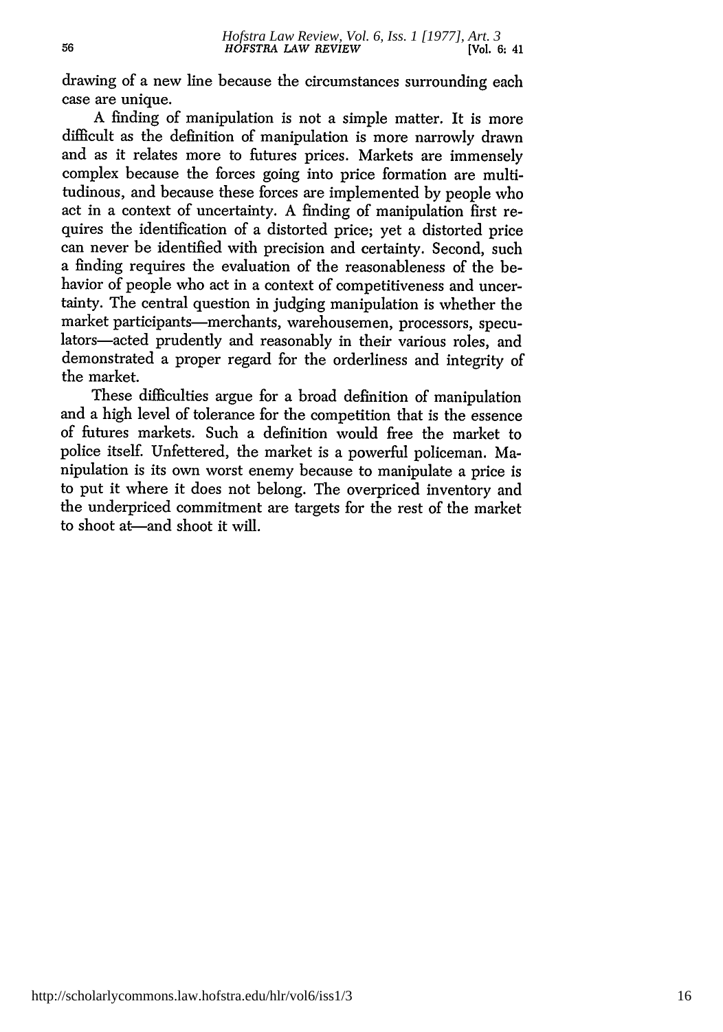drawing of a new line because the circumstances surrounding each case are unique.

A finding of manipulation is not a simple matter. It is more difficult as the definition of manipulation is more narrowly drawn and as it relates more to futures prices. Markets are immensely complex because the forces going into price formation are multitudinous, and because these forces are implemented by people who act in a context of uncertainty. A finding of manipulation first requires the identification of a distorted price; yet a distorted price can never be identified with precision and certainty. Second, such a finding requires the evaluation of the reasonableness of the behavior of people who act in a context of competitiveness and uncertainty. The central question in judging manipulation is whether the market participants—merchants, warehousemen, processors, speculators—acted prudently and reasonably in their various roles, and demonstrated a proper regard for the orderliness and integrity of the market.

These difficulties argue for a broad definition of manipulation and a high level of tolerance for the competition that is the essence of futures markets. Such a definition would free the market to police itself. Unfettered, the market is a powerful policeman. Manipulation is its own worst enemy because to manipulate a price is to put it where it does not belong. The overpriced inventory and the underpriced commitment are targets for the rest of the market to shoot at—and shoot it will.